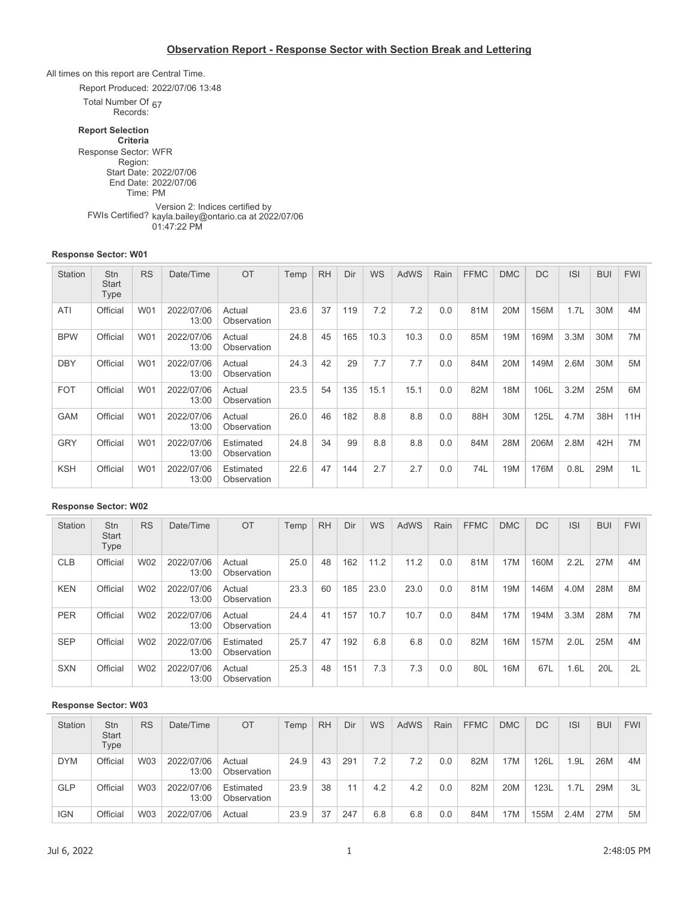# Observation Report - Response Sector with Section Break and Lettering

All times on this report are Central Time.

Report Produced: 2022/07/06 13:48

Total Number Of Records: 67

**Report Selection Criteria**

Response Sector: WFR

Region:

Start Date: 2022/07/06

End Date: 2022/07/06

Time: PM

FWIs Certified? Version 2: Indices certified by kayla.bailey@ontario.ca at 2022/07/06 01:47:22 PM

### Response Sector: W01

| Station | Stn Start Type | RS | Date/Time | OT | Temp | RH | Dir | WS | AdWS | Rain | FFMC | DMC | DC | ISI | BUI | FWI |
|---|---|---|---|---|---|---|---|---|---|---|---|---|---|---|---|---|
| ATI | Official | W01 | 2022/07/06 13:00 | Actual Observation | 23.6 | 37 | 119 | 7.2 | 7.2 | 0.0 | 81M | 20M | 156M | 1.7L | 30M | 4M |
| BPW | Official | W01 | 2022/07/06 13:00 | Actual Observation | 24.8 | 45 | 165 | 10.3 | 10.3 | 0.0 | 85M | 19M | 169M | 3.3M | 30M | 7M |
| DBY | Official | W01 | 2022/07/06 13:00 | Actual Observation | 24.3 | 42 | 29 | 7.7 | 7.7 | 0.0 | 84M | 20M | 149M | 2.6M | 30M | 5M |
| FOT | Official | W01 | 2022/07/06 13:00 | Actual Observation | 23.5 | 54 | 135 | 15.1 | 15.1 | 0.0 | 82M | 18M | 106L | 3.2M | 25M | 6M |
| GAM | Official | W01 | 2022/07/06 13:00 | Actual Observation | 26.0 | 46 | 182 | 8.8 | 8.8 | 0.0 | 88H | 30M | 125L | 4.7M | 38H | 11H |
| GRY | Official | W01 | 2022/07/06 13:00 | Estimated Observation | 24.8 | 34 | 99 | 8.8 | 8.8 | 0.0 | 84M | 28M | 206M | 2.8M | 42H | 7M |
| KSH | Official | W01 | 2022/07/06 13:00 | Estimated Observation | 22.6 | 47 | 144 | 2.7 | 2.7 | 0.0 | 74L | 19M | 176M | 0.8L | 29M | 1L |

### Response Sector: W02

| Station | Stn Start Type | RS | Date/Time | OT | Temp | RH | Dir | WS | AdWS | Rain | FFMC | DMC | DC | ISI | BUI | FWI |
|---|---|---|---|---|---|---|---|---|---|---|---|---|---|---|---|---|
| CLB | Official | W02 | 2022/07/06 13:00 | Actual Observation | 25.0 | 48 | 162 | 11.2 | 11.2 | 0.0 | 81M | 17M | 160M | 2.2L | 27M | 4M |
| KEN | Official | W02 | 2022/07/06 13:00 | Actual Observation | 23.3 | 60 | 185 | 23.0 | 23.0 | 0.0 | 81M | 19M | 146M | 4.0M | 28M | 8M |
| PER | Official | W02 | 2022/07/06 13:00 | Actual Observation | 24.4 | 41 | 157 | 10.7 | 10.7 | 0.0 | 84M | 17M | 194M | 3.3M | 28M | 7M |
| SEP | Official | W02 | 2022/07/06 13:00 | Estimated Observation | 25.7 | 47 | 192 | 6.8 | 6.8 | 0.0 | 82M | 16M | 157M | 2.0L | 25M | 4M |
| SXN | Official | W02 | 2022/07/06 13:00 | Actual Observation | 25.3 | 48 | 151 | 7.3 | 7.3 | 0.0 | 80L | 16M | 67L | 1.6L | 20L | 2L |

### Response Sector: W03

| Station | Stn Start Type | RS | Date/Time | OT | Temp | RH | Dir | WS | AdWS | Rain | FFMC | DMC | DC | ISI | BUI | FWI |
|---|---|---|---|---|---|---|---|---|---|---|---|---|---|---|---|---|
| DYM | Official | W03 | 2022/07/06 13:00 | Actual Observation | 24.9 | 43 | 291 | 7.2 | 7.2 | 0.0 | 82M | 17M | 126L | 1.9L | 26M | 4M |
| GLP | Official | W03 | 2022/07/06 13:00 | Estimated Observation | 23.9 | 38 | 11 | 4.2 | 4.2 | 0.0 | 82M | 20M | 123L | 1.7L | 29M | 3L |
| IGN | Official | W03 | 2022/07/06 | Actual | 23.9 | 37 | 247 | 6.8 | 6.8 | 0.0 | 84M | 17M | 155M | 2.4M | 27M | 5M |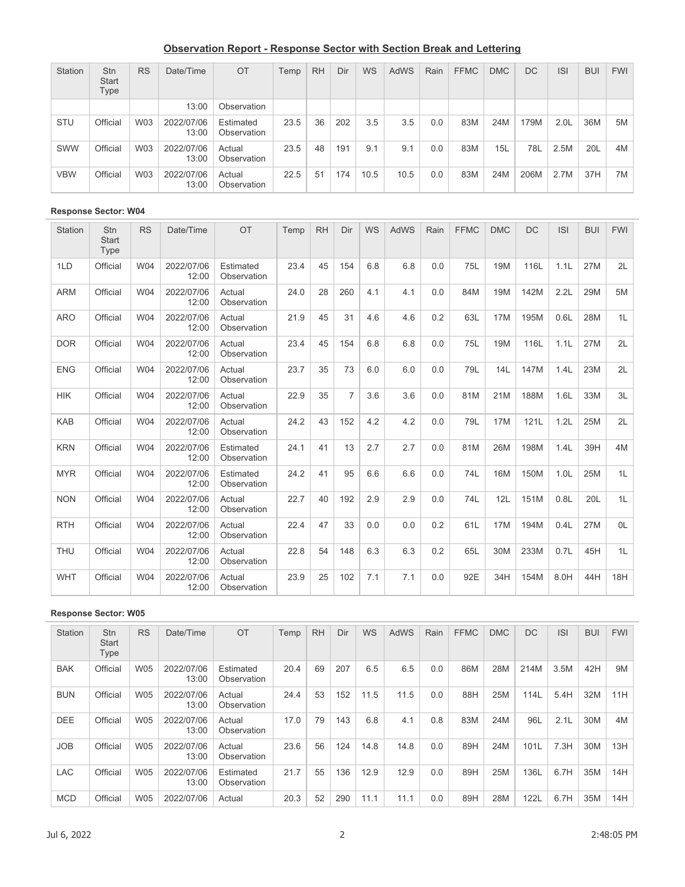## Observation Report - Response Sector with Section Break and Lettering

| Station | Stn Start Type | RS | Date/Time | OT | Temp | RH | Dir | WS | AdWS | Rain | FFMC | DMC | DC | ISI | BUI | FWI |
|---|---|---|---|---|---|---|---|---|---|---|---|---|---|---|---|---|
| | | | 13:00 | Observation | | | | | | | | | | | | |
| STU | Official | W03 | 2022/07/06 13:00 | Estimated Observation | 23.5 | 36 | 202 | 3.5 | 3.5 | 0.0 | 83M | 24M | 179M | 2.0L | 36M | 5M |
| SWW | Official | W03 | 2022/07/06 13:00 | Actual Observation | 23.5 | 48 | 191 | 9.1 | 9.1 | 0.0 | 83M | 15L | 78L | 2.5M | 20L | 4M |
| VBW | Official | W03 | 2022/07/06 13:00 | Actual Observation | 22.5 | 51 | 174 | 10.5 | 10.5 | 0.0 | 83M | 24M | 206M | 2.7M | 37H | 7M |

**Response Sector: W04**

| Station | Stn Start Type | RS | Date/Time | OT | Temp | RH | Dir | WS | AdWS | Rain | FFMC | DMC | DC | ISI | BUI | FWI |
|---|---|---|---|---|---|---|---|---|---|---|---|---|---|---|---|---|
| 1LD | Official | W04 | 2022/07/06 12:00 | Estimated Observation | 23.4 | 45 | 154 | 6.8 | 6.8 | 0.0 | 75L | 19M | 116L | 1.1L | 27M | 2L |
| ARM | Official | W04 | 2022/07/06 12:00 | Actual Observation | 24.0 | 28 | 260 | 4.1 | 4.1 | 0.0 | 84M | 19M | 142M | 2.2L | 29M | 5M |
| ARO | Official | W04 | 2022/07/06 12:00 | Actual Observation | 21.9 | 45 | 31 | 4.6 | 4.6 | 0.2 | 63L | 17M | 195M | 0.6L | 28M | 1L |
| DOR | Official | W04 | 2022/07/06 12:00 | Actual Observation | 23.4 | 45 | 154 | 6.8 | 6.8 | 0.0 | 75L | 19M | 116L | 1.1L | 27M | 2L |
| ENG | Official | W04 | 2022/07/06 12:00 | Actual Observation | 23.7 | 35 | 73 | 6.0 | 6.0 | 0.0 | 79L | 14L | 147M | 1.4L | 23M | 2L |
| HIK | Official | W04 | 2022/07/06 12:00 | Actual Observation | 22.9 | 35 | 7 | 3.6 | 3.6 | 0.0 | 81M | 21M | 188M | 1.6L | 33M | 3L |
| KAB | Official | W04 | 2022/07/06 12:00 | Actual Observation | 24.2 | 43 | 152 | 4.2 | 4.2 | 0.0 | 79L | 17M | 121L | 1.2L | 25M | 2L |
| KRN | Official | W04 | 2022/07/06 12:00 | Estimated Observation | 24.1 | 41 | 13 | 2.7 | 2.7 | 0.0 | 81M | 26M | 198M | 1.4L | 39H | 4M |
| MYR | Official | W04 | 2022/07/06 12:00 | Estimated Observation | 24.2 | 41 | 95 | 6.6 | 6.6 | 0.0 | 74L | 16M | 150M | 1.0L | 25M | 1L |
| NON | Official | W04 | 2022/07/06 12:00 | Actual Observation | 22.7 | 40 | 192 | 2.9 | 2.9 | 0.0 | 74L | 12L | 151M | 0.8L | 20L | 1L |
| RTH | Official | W04 | 2022/07/06 12:00 | Actual Observation | 22.4 | 47 | 33 | 0.0 | 0.0 | 0.2 | 61L | 17M | 194M | 0.4L | 27M | 0L |
| THU | Official | W04 | 2022/07/06 12:00 | Actual Observation | 22.8 | 54 | 148 | 6.3 | 6.3 | 0.2 | 65L | 30M | 233M | 0.7L | 45H | 1L |
| WHT | Official | W04 | 2022/07/06 12:00 | Actual Observation | 23.9 | 25 | 102 | 7.1 | 7.1 | 0.0 | 92E | 34H | 154M | 8.0H | 44H | 18H |

**Response Sector: W05**

| Station | Stn Start Type | RS | Date/Time | OT | Temp | RH | Dir | WS | AdWS | Rain | FFMC | DMC | DC | ISI | BUI | FWI |
|---|---|---|---|---|---|---|---|---|---|---|---|---|---|---|---|---|
| BAK | Official | W05 | 2022/07/06 13:00 | Estimated Observation | 20.4 | 69 | 207 | 6.5 | 6.5 | 0.0 | 86M | 28M | 214M | 3.5M | 42H | 9M |
| BUN | Official | W05 | 2022/07/06 13:00 | Actual Observation | 24.4 | 53 | 152 | 11.5 | 11.5 | 0.0 | 88H | 25M | 114L | 5.4H | 32M | 11H |
| DEE | Official | W05 | 2022/07/06 13:00 | Actual Observation | 17.0 | 79 | 143 | 6.8 | 4.1 | 0.8 | 83M | 24M | 96L | 2.1L | 30M | 4M |
| JOB | Official | W05 | 2022/07/06 13:00 | Actual Observation | 23.6 | 56 | 124 | 14.8 | 14.8 | 0.0 | 89H | 24M | 101L | 7.3H | 30M | 13H |
| LAC | Official | W05 | 2022/07/06 13:00 | Estimated Observation | 21.7 | 55 | 136 | 12.9 | 12.9 | 0.0 | 89H | 25M | 136L | 6.7H | 35M | 14H |
| MCD | Official | W05 | 2022/07/06 | Actual | 20.3 | 52 | 290 | 11.1 | 11.1 | 0.0 | 89H | 28M | 122L | 6.7H | 35M | 14H |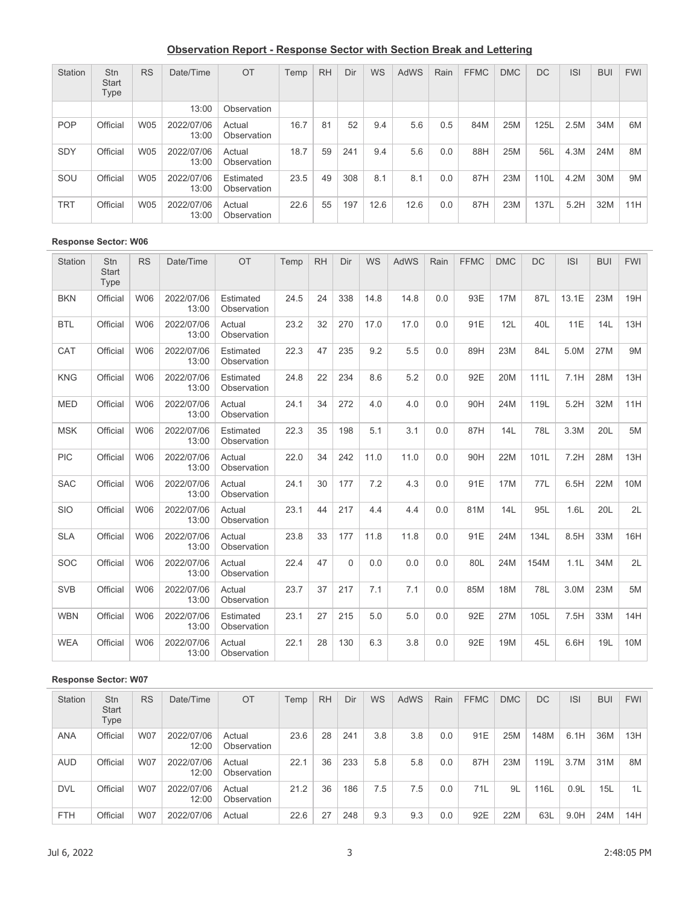## Observation Report - Response Sector with Section Break and Lettering

| Station | Stn Start Type | RS | Date/Time | OT | Temp | RH | Dir | WS | AdWS | Rain | FFMC | DMC | DC | ISI | BUI | FWI |
|---|---|---|---|---|---|---|---|---|---|---|---|---|---|---|---|---|
| | | | 13:00 | Observation | | | | | | | | | | | | |
| POP | Official | W05 | 2022/07/06 13:00 | Actual Observation | 16.7 | 81 | 52 | 9.4 | 5.6 | 0.5 | 84M | 25M | 125L | 2.5M | 34M | 6M |
| SDY | Official | W05 | 2022/07/06 13:00 | Actual Observation | 18.7 | 59 | 241 | 9.4 | 5.6 | 0.0 | 88H | 25M | 56L | 4.3M | 24M | 8M |
| SOU | Official | W05 | 2022/07/06 13:00 | Estimated Observation | 23.5 | 49 | 308 | 8.1 | 8.1 | 0.0 | 87H | 23M | 110L | 4.2M | 30M | 9M |
| TRT | Official | W05 | 2022/07/06 13:00 | Actual Observation | 22.6 | 55 | 197 | 12.6 | 12.6 | 0.0 | 87H | 23M | 137L | 5.2H | 32M | 11H |

**Response Sector: W06**

| Station | Stn Start Type | RS | Date/Time | OT | Temp | RH | Dir | WS | AdWS | Rain | FFMC | DMC | DC | ISI | BUI | FWI |
|---|---|---|---|---|---|---|---|---|---|---|---|---|---|---|---|---|
| BKN | Official | W06 | 2022/07/06 13:00 | Estimated Observation | 24.5 | 24 | 338 | 14.8 | 14.8 | 0.0 | 93E | 17M | 87L | 13.1E | 23M | 19H |
| BTL | Official | W06 | 2022/07/06 13:00 | Actual Observation | 23.2 | 32 | 270 | 17.0 | 17.0 | 0.0 | 91E | 12L | 40L | 11E | 14L | 13H |
| CAT | Official | W06 | 2022/07/06 13:00 | Estimated Observation | 22.3 | 47 | 235 | 9.2 | 5.5 | 0.0 | 89H | 23M | 84L | 5.0M | 27M | 9M |
| KNG | Official | W06 | 2022/07/06 13:00 | Estimated Observation | 24.8 | 22 | 234 | 8.6 | 5.2 | 0.0 | 92E | 20M | 111L | 7.1H | 28M | 13H |
| MED | Official | W06 | 2022/07/06 13:00 | Actual Observation | 24.1 | 34 | 272 | 4.0 | 4.0 | 0.0 | 90H | 24M | 119L | 5.2H | 32M | 11H |
| MSK | Official | W06 | 2022/07/06 13:00 | Estimated Observation | 22.3 | 35 | 198 | 5.1 | 3.1 | 0.0 | 87H | 14L | 78L | 3.3M | 20L | 5M |
| PIC | Official | W06 | 2022/07/06 13:00 | Actual Observation | 22.0 | 34 | 242 | 11.0 | 11.0 | 0.0 | 90H | 22M | 101L | 7.2H | 28M | 13H |
| SAC | Official | W06 | 2022/07/06 13:00 | Actual Observation | 24.1 | 30 | 177 | 7.2 | 4.3 | 0.0 | 91E | 17M | 77L | 6.5H | 22M | 10M |
| SIO | Official | W06 | 2022/07/06 13:00 | Actual Observation | 23.1 | 44 | 217 | 4.4 | 4.4 | 0.0 | 81M | 14L | 95L | 1.6L | 20L | 2L |
| SLA | Official | W06 | 2022/07/06 13:00 | Actual Observation | 23.8 | 33 | 177 | 11.8 | 11.8 | 0.0 | 91E | 24M | 134L | 8.5H | 33M | 16H |
| SOC | Official | W06 | 2022/07/06 13:00 | Actual Observation | 22.4 | 47 | 0 | 0.0 | 0.0 | 0.0 | 80L | 24M | 154M | 1.1L | 34M | 2L |
| SVB | Official | W06 | 2022/07/06 13:00 | Actual Observation | 23.7 | 37 | 217 | 7.1 | 7.1 | 0.0 | 85M | 18M | 78L | 3.0M | 23M | 5M |
| WBN | Official | W06 | 2022/07/06 13:00 | Estimated Observation | 23.1 | 27 | 215 | 5.0 | 5.0 | 0.0 | 92E | 27M | 105L | 7.5H | 33M | 14H |
| WEA | Official | W06 | 2022/07/06 13:00 | Actual Observation | 22.1 | 28 | 130 | 6.3 | 3.8 | 0.0 | 92E | 19M | 45L | 6.6H | 19L | 10M |

**Response Sector: W07**

| Station | Stn Start Type | RS | Date/Time | OT | Temp | RH | Dir | WS | AdWS | Rain | FFMC | DMC | DC | ISI | BUI | FWI |
|---|---|---|---|---|---|---|---|---|---|---|---|---|---|---|---|---|
| ANA | Official | W07 | 2022/07/06 12:00 | Actual Observation | 23.6 | 28 | 241 | 3.8 | 3.8 | 0.0 | 91E | 25M | 148M | 6.1H | 36M | 13H |
| AUD | Official | W07 | 2022/07/06 12:00 | Actual Observation | 22.1 | 36 | 233 | 5.8 | 5.8 | 0.0 | 87H | 23M | 119L | 3.7M | 31M | 8M |
| DVL | Official | W07 | 2022/07/06 12:00 | Actual Observation | 21.2 | 36 | 186 | 7.5 | 7.5 | 0.0 | 71L | 9L | 116L | 0.9L | 15L | 1L |
| FTH | Official | W07 | 2022/07/06 | Actual | 22.6 | 27 | 248 | 9.3 | 9.3 | 0.0 | 92E | 22M | 63L | 9.0H | 24M | 14H |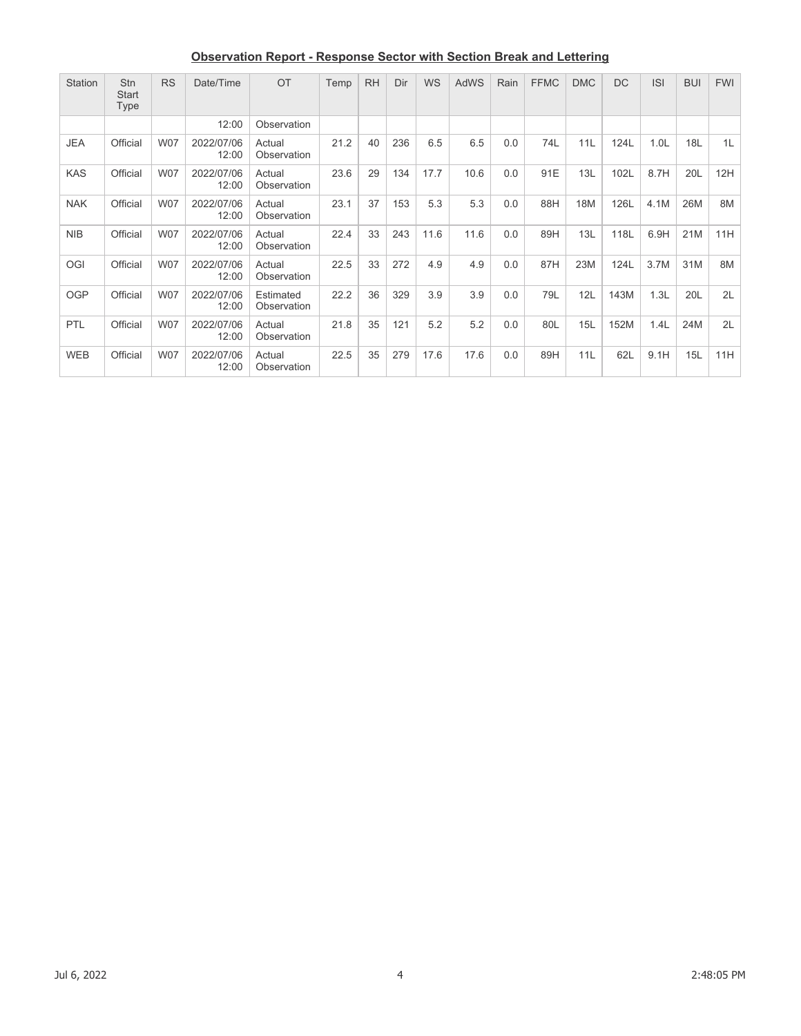## Observation Report - Response Sector with Section Break and Lettering

| Station | Stn Start Type | RS | Date/Time | OT | Temp | RH | Dir | WS | AdWS | Rain | FFMC | DMC | DC | ISI | BUI | FWI |
|---|---|---|---|---|---|---|---|---|---|---|---|---|---|---|---|---|
| | | | 12:00 | Observation | | | | | | | | | | | | |
| JEA | Official | W07 | 2022/07/06 12:00 | Actual Observation | 21.2 | 40 | 236 | 6.5 | 6.5 | 0.0 | 74L | 11L | 124L | 1.0L | 18L | 1L |
| KAS | Official | W07 | 2022/07/06 12:00 | Actual Observation | 23.6 | 29 | 134 | 17.7 | 10.6 | 0.0 | 91E | 13L | 102L | 8.7H | 20L | 12H |
| NAK | Official | W07 | 2022/07/06 12:00 | Actual Observation | 23.1 | 37 | 153 | 5.3 | 5.3 | 0.0 | 88H | 18M | 126L | 4.1M | 26M | 8M |
| NIB | Official | W07 | 2022/07/06 12:00 | Actual Observation | 22.4 | 33 | 243 | 11.6 | 11.6 | 0.0 | 89H | 13L | 118L | 6.9H | 21M | 11H |
| OGI | Official | W07 | 2022/07/06 12:00 | Actual Observation | 22.5 | 33 | 272 | 4.9 | 4.9 | 0.0 | 87H | 23M | 124L | 3.7M | 31M | 8M |
| OGP | Official | W07 | 2022/07/06 12:00 | Estimated Observation | 22.2 | 36 | 329 | 3.9 | 3.9 | 0.0 | 79L | 12L | 143M | 1.3L | 20L | 2L |
| PTL | Official | W07 | 2022/07/06 12:00 | Actual Observation | 21.8 | 35 | 121 | 5.2 | 5.2 | 0.0 | 80L | 15L | 152M | 1.4L | 24M | 2L |
| WEB | Official | W07 | 2022/07/06 12:00 | Actual Observation | 22.5 | 35 | 279 | 17.6 | 17.6 | 0.0 | 89H | 11L | 62L | 9.1H | 15L | 11H |